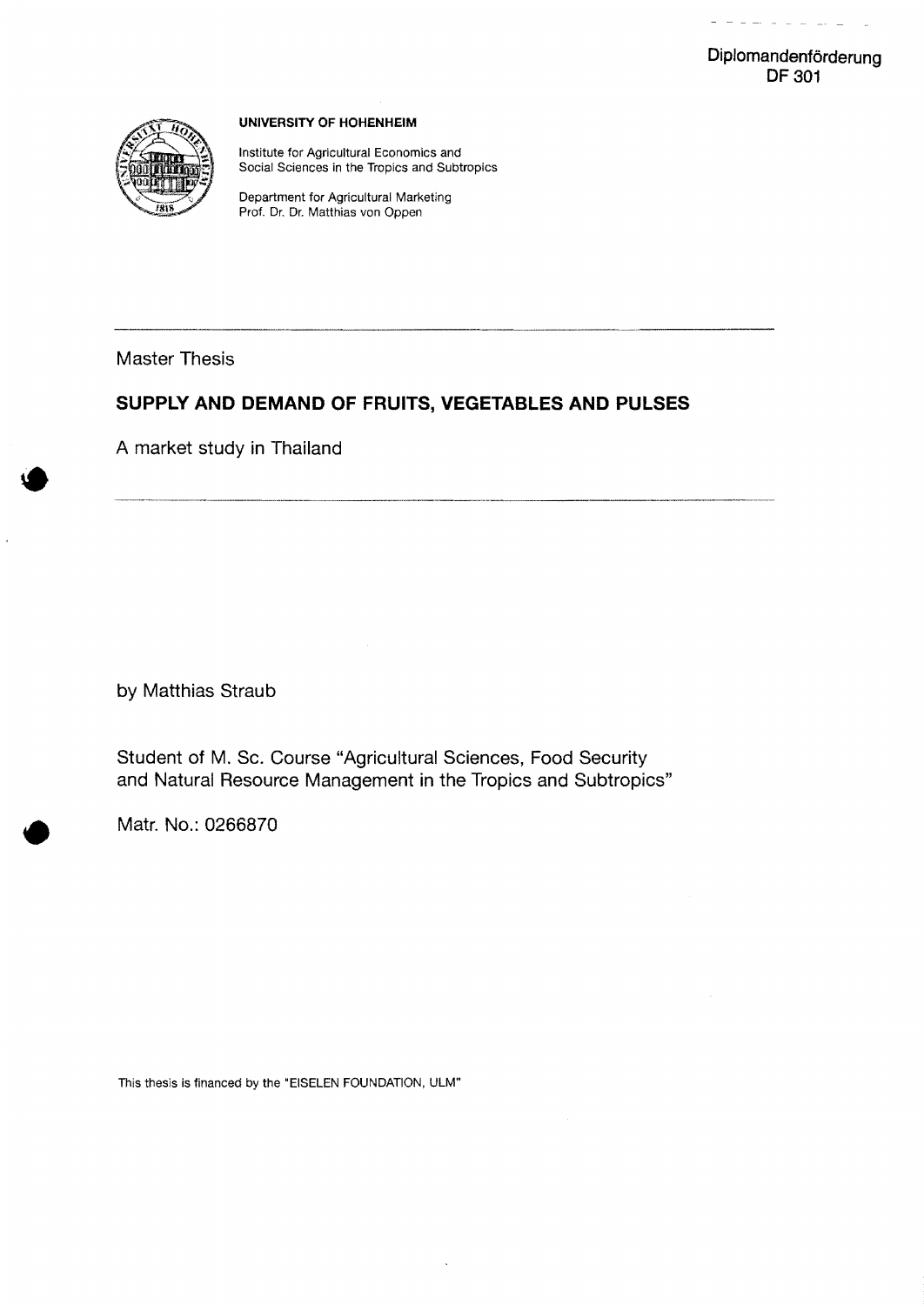Diplomandenförderung
DF 301

**UNIVERSITY OF HOHENHEIM**

Institute for Agricultural Economics and
Social Sciences in the Tropics and Subtropics

Department for Agricultural Marketing
Prof. Dr. Dr. Matthias von Oppen

---

Master Thesis

# SUPPLY AND DEMAND OF FRUITS, VEGETABLES AND PULSES

A market study in Thailand

---

by Matthias Straub

Student of M. Sc. Course "Agricultural Sciences, Food Security and Natural Resource Management in the Tropics and Subtropics"

Matr. No.: 0266870

This thesis is financed by the "EISELEN FOUNDATION, ULM"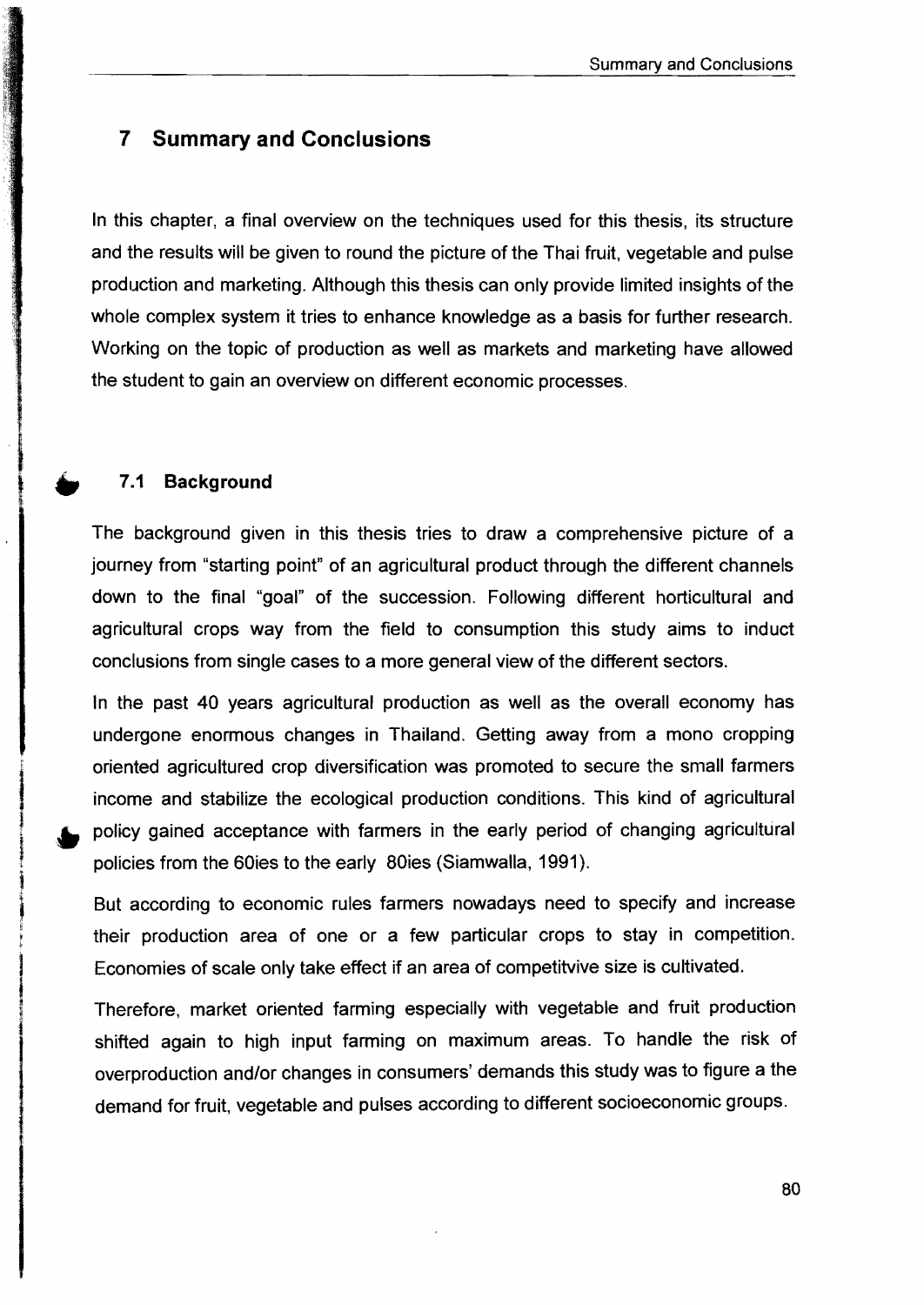# 7 Summary and Conclusions

In this chapter, a final overview on the techniques used for this thesis, its structure and the results will be given to round the picture of the Thai fruit, vegetable and pulse production and marketing. Although this thesis can only provide limited insights of the whole complex system it tries to enhance knowledge as a basis for further research. Working on the topic of production as well as markets and marketing have allowed the student to gain an overview on different economic processes.

## 7.1 Background

The background given in this thesis tries to draw a comprehensive picture of a journey from "starting point" of an agricultural product through the different channels down to the final "goal" of the succession. Following different horticultural and agricultural crops way from the field to consumption this study aims to induct conclusions from single cases to a more general view of the different sectors.

In the past 40 years agricultural production as well as the overall economy has undergone enormous changes in Thailand. Getting away from a mono cropping oriented agricultured crop diversification was promoted to secure the small farmers income and stabilize the ecological production conditions. This kind of agricultural policy gained acceptance with farmers in the early period of changing agricultural policies from the 60ies to the early 80ies (Siamwalla, 1991).

But according to economic rules farmers nowadays need to specify and increase their production area of one or a few particular crops to stay in competition. Economies of scale only take effect if an area of competitvive size is cultivated.

Therefore, market oriented farming especially with vegetable and fruit production shifted again to high input farming on maximum areas. To handle the risk of overproduction and/or changes in consumers' demands this study was to figure a the demand for fruit, vegetable and pulses according to different socioeconomic groups.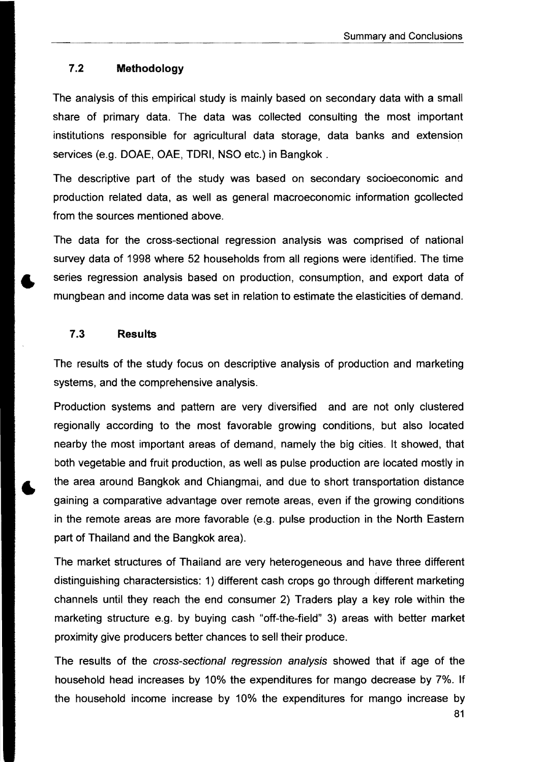## 7.2 Methodology

The analysis of this empirical study is mainly based on secondary data with a small share of primary data. The data was collected consulting the most important institutions responsible for agricultural data storage, data banks and extension services (e.g. DOAE, OAE, TDRI, NSO etc.) in Bangkok .

The descriptive part of the study was based on secondary socioeconomic and production related data, as well as general macroeconomic information gcollected from the sources mentioned above.

The data for the cross-sectional regression analysis was comprised of national survey data of 1998 where 52 households from all regions were identified. The time series regression analysis based on production, consumption, and export data of mungbean and income data was set in relation to estimate the elasticities of demand.

## 7.3 Results

The results of the study focus on descriptive analysis of production and marketing systems, and the comprehensive analysis.

Production systems and pattern are very diversified and are not only clustered regionally according to the most favorable growing conditions, but also located nearby the most important areas of demand, namely the big cities. It showed, that both vegetable and fruit production, as well as pulse production are located mostly in the area around Bangkok and Chiangmai, and due to short transportation distance gaining a comparative advantage over remote areas, even if the growing conditions in the remote areas are more favorable (e.g. pulse production in the North Eastern part of Thailand and the Bangkok area).

The market structures of Thailand are very heterogeneous and have three different distinguishing charactersistics: 1) different cash crops go through different marketing channels until they reach the end consumer 2) Traders play a key role within the marketing structure e.g. by buying cash "off-the-field" 3) areas with better market proximity give producers better chances to sell their produce.

The results of the *cross-sectional regression analysis* showed that if age of the household head increases by 10% the expenditures for mango decrease by 7%. If the household income increase by 10% the expenditures for mango increase by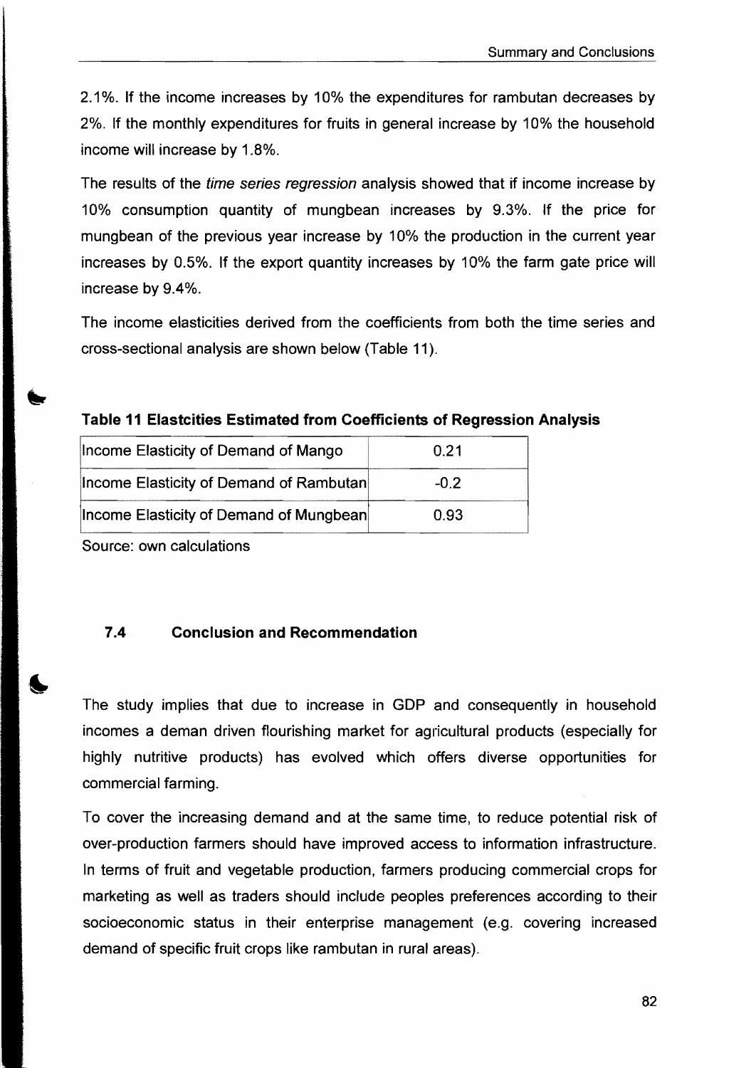2.1%. If the income increases by 10% the expenditures for rambutan decreases by 2%. If the monthly expenditures for fruits in general increase by 10% the household income will increase by 1.8%.

The results of the *time series regression* analysis showed that if income increase by 10% consumption quantity of mungbean increases by 9.3%. If the price for mungbean of the previous year increase by 10% the production in the current year increases by 0.5%. If the export quantity increases by 10% the farm gate price will increase by 9.4%.

The income elasticities derived from the coefficients from both the time series and cross-sectional analysis are shown below (Table 11).

**Table 11 Elastcities Estimated from Coefficients of Regression Analysis**

| | |
|---|---|
| Income Elasticity of Demand of Mango | 0.21 |
| Income Elasticity of Demand of Rambutan | -0.2 |
| Income Elasticity of Demand of Mungbean | 0.93 |

Source: own calculations

### 7.4 Conclusion and Recommendation

The study implies that due to increase in GDP and consequently in household incomes a deman driven flourishing market for agricultural products (especially for highly nutritive products) has evolved which offers diverse opportunities for commercial farming.

To cover the increasing demand and at the same time, to reduce potential risk of over-production farmers should have improved access to information infrastructure. In terms of fruit and vegetable production, farmers producing commercial crops for marketing as well as traders should include peoples preferences according to their socioeconomic status in their enterprise management (e.g. covering increased demand of specific fruit crops like rambutan in rural areas).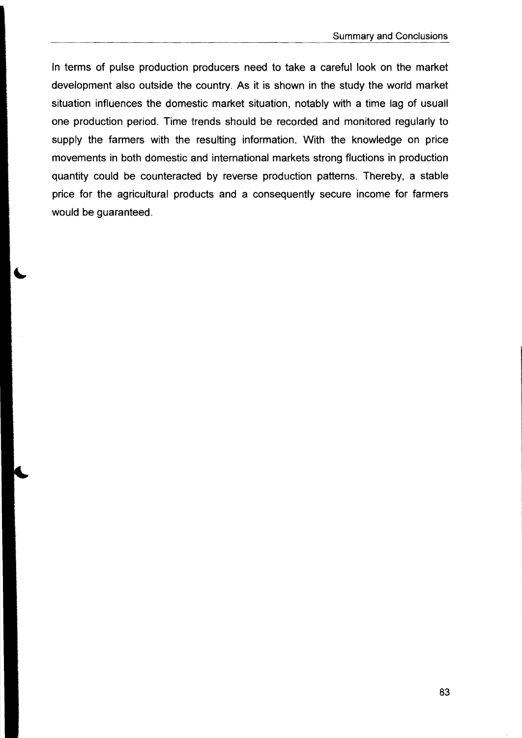In terms of pulse production producers need to take a careful look on the market development also outside the country. As it is shown in the study the world market situation influences the domestic market situation, notably with a time lag of usuall one production period. Time trends should be recorded and monitored regularly to supply the farmers with the resulting information. With the knowledge on price movements in both domestic and international markets strong fluctions in production quantity could be counteracted by reverse production patterns. Thereby, a stable price for the agricultural products and a consequently secure income for farmers would be guaranteed.